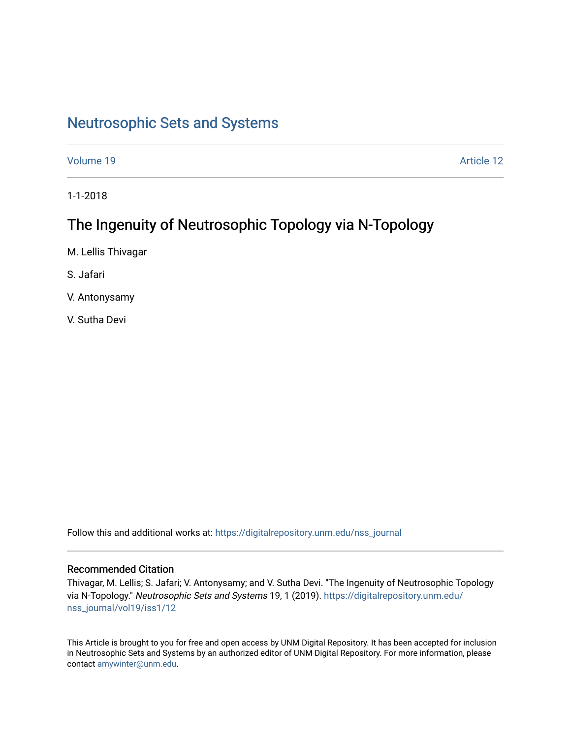# Neutrosophic Sets and Systems

Volume 19 Article 12

1-1-2018

## The Ingenuity of Neutrosophic Topology via N-Topology

M. Lellis Thivagar

S. Jafari

V. Antonysamy

V. Sutha Devi

Follow this and additional works at: https://digitalrepository.unm.edu/nss_journal

### Recommended Citation

Thivagar, M. Lellis; S. Jafari; V. Antonysamy; and V. Sutha Devi. "The Ingenuity of Neutrosophic Topology via N-Topology." *Neutrosophic Sets and Systems* 19, 1 (2019). https://digitalrepository.unm.edu/nss_journal/vol19/iss1/12

This Article is brought to you for free and open access by UNM Digital Repository. It has been accepted for inclusion in Neutrosophic Sets and Systems by an authorized editor of UNM Digital Repository. For more information, please contact amywinter@unm.edu.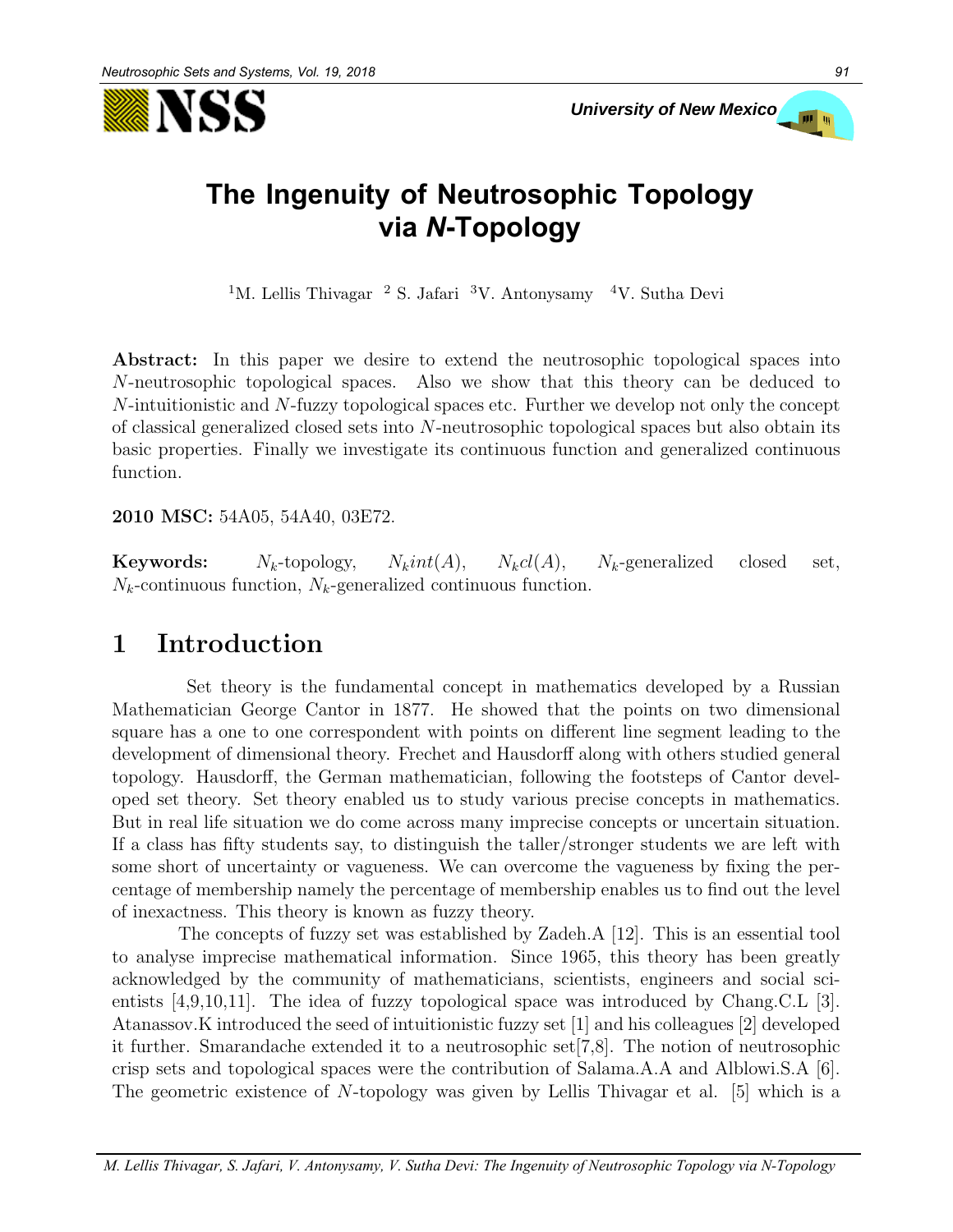# The Ingenuity of Neutrosophic Topology via *N*-Topology

[1]M. Lellis Thivagar [2] S. Jafari [3]V. Antonysamy [4]V. Sutha Devi

**Abstract:** In this paper we desire to extend the neutrosophic topological spaces into $N$-neutrosophic topological spaces. Also we show that this theory can be deduced to $N$-intuitionistic and $N$-fuzzy topological spaces etc. Further we develop not only the concept of classical generalized closed sets into $N$-neutrosophic topological spaces but also obtain its basic properties. Finally we investigate its continuous function and generalized continuous function.

**2010 MSC:** 54A05, 54A40, 03E72.

**Keywords:** $N_k$-topology, $N_k int(A)$, $N_k cl(A)$, $N_k$-generalized closed set, $N_k$-continuous function, $N_k$-generalized continuous function.

## 1 Introduction

Set theory is the fundamental concept in mathematics developed by a Russian Mathematician George Cantor in 1877. He showed that the points on two dimensional square has a one to one correspondent with points on different line segment leading to the development of dimensional theory. Frechet and Hausdorff along with others studied general topology. Hausdorff, the German mathematician, following the footsteps of Cantor developed set theory. Set theory enabled us to study various precise concepts in mathematics. But in real life situation we do come across many imprecise concepts or uncertain situation. If a class has fifty students say, to distinguish the taller/stronger students we are left with some short of uncertainty or vagueness. We can overcome the vagueness by fixing the percentage of membership namely the percentage of membership enables us to find out the level of inexactness. This theory is known as fuzzy theory.

The concepts of fuzzy set was established by Zadeh.A [12]. This is an essential tool to analyse imprecise mathematical information. Since 1965, this theory has been greatly acknowledged by the community of mathematicians, scientists, engineers and social scientists [4,9,10,11]. The idea of fuzzy topological space was introduced by Chang.C.L [3]. Atanassov.K introduced the seed of intuitionistic fuzzy set [1] and his colleagues [2] developed it further. Smarandache extended it to a neutrosophic set[7,8]. The notion of neutrosophic crisp sets and topological spaces were the contribution of Salama.A.A and Alblowi.S.A [6]. The geometric existence of $N$-topology was given by Lellis Thivagar et al. [5] which is a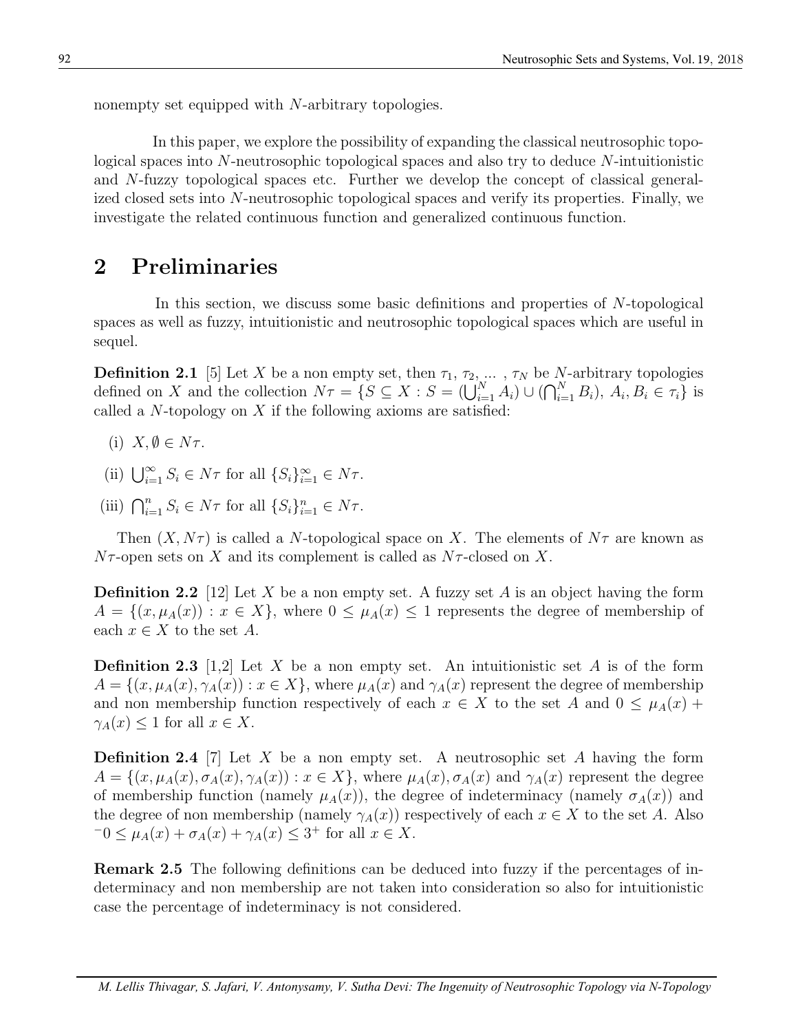nonempty set equipped with $N$-arbitrary topologies.

In this paper, we explore the possibility of expanding the classical neutrosophic topological spaces into $N$-neutrosophic topological spaces and also try to deduce $N$-intuitionistic and $N$-fuzzy topological spaces etc. Further we develop the concept of classical generalized closed sets into $N$-neutrosophic topological spaces and verify its properties. Finally, we investigate the related continuous function and generalized continuous function.

## 2 Preliminaries

In this section, we discuss some basic definitions and properties of $N$-topological spaces as well as fuzzy, intuitionistic and neutrosophic topological spaces which are useful in sequel.

**Definition 2.1** [5] Let $X$ be a non empty set, then $\tau_1, \tau_2, \ldots, \tau_N$ be $N$-arbitrary topologies defined on $X$ and the collection $N\tau = \{S \subseteq X : S = (\bigcup_{i=1}^{N} A_i) \cup (\bigcap_{i=1}^{N} B_i),\ A_i, B_i \in \tau_i\}$ is called a $N$-topology on $X$ if the following axioms are satisfied:

(i) $X, \emptyset \in N\tau$.

(ii) $\bigcup_{i=1}^{\infty} S_i \in N\tau$ for all $\{S_i\}_{i=1}^{\infty} \in N\tau$.

(iii) $\bigcap_{i=1}^{n} S_i \in N\tau$ for all $\{S_i\}_{i=1}^{n} \in N\tau$.

Then $(X, N\tau)$ is called a $N$-topological space on $X$. The elements of $N\tau$ are known as $N\tau$-open sets on $X$ and its complement is called as $N\tau$-closed on $X$.

**Definition 2.2** [12] Let $X$ be a non empty set. A fuzzy set $A$ is an object having the form $A = \{(x, \mu_A(x)) : x \in X\}$, where $0 \leq \mu_A(x) \leq 1$ represents the degree of membership of each $x \in X$ to the set $A$.

**Definition 2.3** [1,2] Let $X$ be a non empty set. An intuitionistic set $A$ is of the form $A = \{(x, \mu_A(x), \gamma_A(x)) : x \in X\}$, where $\mu_A(x)$ and $\gamma_A(x)$ represent the degree of membership and non membership function respectively of each $x \in X$ to the set $A$ and $0 \leq \mu_A(x) + \gamma_A(x) \leq 1$ for all $x \in X$.

**Definition 2.4** [7] Let $X$ be a non empty set. A neutrosophic set $A$ having the form $A = \{(x, \mu_A(x), \sigma_A(x), \gamma_A(x)) : x \in X\}$, where $\mu_A(x), \sigma_A(x)$ and $\gamma_A(x)$ represent the degree of membership function (namely $\mu_A(x)$), the degree of indeterminacy (namely $\sigma_A(x)$) and the degree of non membership (namely $\gamma_A(x)$) respectively of each $x \in X$ to the set $A$. Also ${}^{-}0 \leq \mu_A(x) + \sigma_A(x) + \gamma_A(x) \leq 3^{+}$ for all $x \in X$.

**Remark 2.5** The following definitions can be deduced into fuzzy if the percentages of indeterminacy and non membership are not taken into consideration so also for intuitionistic case the percentage of indeterminacy is not considered.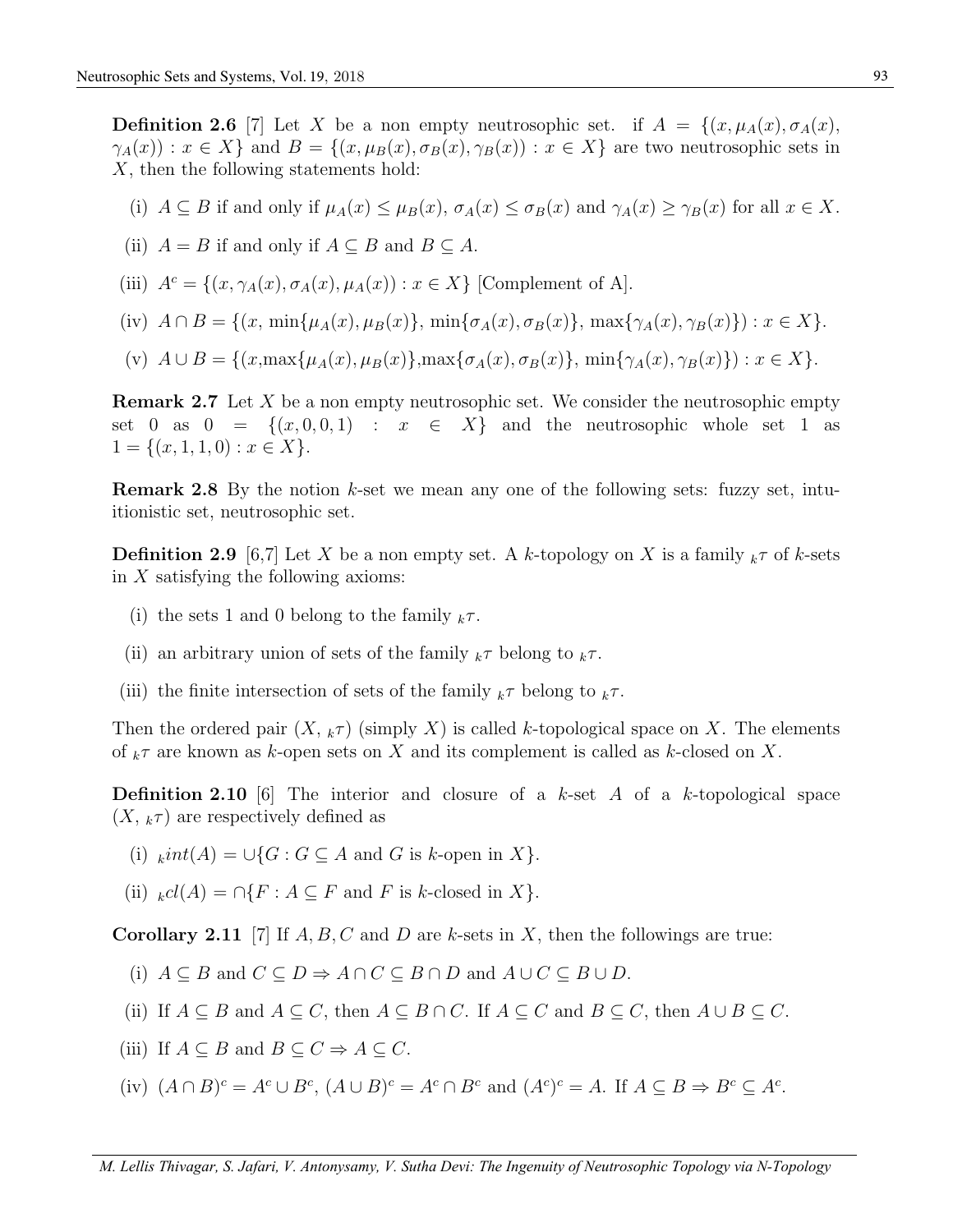**Definition 2.6** [7] Let $X$ be a non empty neutrosophic set. if $A = \{(x, \mu_A(x), \sigma_A(x), \gamma_A(x)) : x \in X\}$ and $B = \{(x, \mu_B(x), \sigma_B(x), \gamma_B(x)) : x \in X\}$ are two neutrosophic sets in $X$, then the following statements hold:

(i) $A \subseteq B$ if and only if $\mu_A(x) \leq \mu_B(x)$, $\sigma_A(x) \leq \sigma_B(x)$ and $\gamma_A(x) \geq \gamma_B(x)$ for all $x \in X$.

(ii) $A = B$ if and only if $A \subseteq B$ and $B \subseteq A$.

(iii) $A^c = \{(x, \gamma_A(x), \sigma_A(x), \mu_A(x)) : x \in X\}$ [Complement of A].

(iv) $A \cap B = \{(x, \min\{\mu_A(x), \mu_B(x)\}, \min\{\sigma_A(x), \sigma_B(x)\}, \max\{\gamma_A(x), \gamma_B(x)\}) : x \in X\}$.

(v) $A \cup B = \{(x, \max\{\mu_A(x), \mu_B(x)\}, \max\{\sigma_A(x), \sigma_B(x)\}, \min\{\gamma_A(x), \gamma_B(x)\}) : x \in X\}$.

**Remark 2.7** Let $X$ be a non empty neutrosophic set. We consider the neutrosophic empty set 0 as $0 = \{(x, 0, 0, 1) : x \in X\}$ and the neutrosophic whole set 1 as $1 = \{(x, 1, 1, 0) : x \in X\}$.

**Remark 2.8** By the notion $k$-set we mean any one of the following sets: fuzzy set, intuitionistic set, neutrosophic set.

**Definition 2.9** [6,7] Let $X$ be a non empty set. A $k$-topology on $X$ is a family ${}_k\tau$ of $k$-sets in $X$ satisfying the following axioms:

(i) the sets 1 and 0 belong to the family ${}_k\tau$.

(ii) an arbitrary union of sets of the family ${}_k\tau$ belong to ${}_k\tau$.

(iii) the finite intersection of sets of the family ${}_k\tau$ belong to ${}_k\tau$.

Then the ordered pair $(X, {}_k\tau)$ (simply $X$) is called $k$-topological space on $X$. The elements of ${}_k\tau$ are known as $k$-open sets on $X$ and its complement is called as $k$-closed on $X$.

**Definition 2.10** [6] The interior and closure of a $k$-set $A$ of a $k$-topological space $(X, {}_k\tau)$ are respectively defined as

(i) ${}_kint(A) = \cup\{G : G \subseteq A \text{ and } G \text{ is } k\text{-open in } X\}$.

(ii) ${}_kcl(A) = \cap\{F : A \subseteq F \text{ and } F \text{ is } k\text{-closed in } X\}$.

**Corollary 2.11** [7] If $A, B, C$ and $D$ are $k$-sets in $X$, then the followings are true:

(i) $A \subseteq B$ and $C \subseteq D \Rightarrow A \cap C \subseteq B \cap D$ and $A \cup C \subseteq B \cup D$.

(ii) If $A \subseteq B$ and $A \subseteq C$, then $A \subseteq B \cap C$. If $A \subseteq C$ and $B \subseteq C$, then $A \cup B \subseteq C$.

(iii) If $A \subseteq B$ and $B \subseteq C \Rightarrow A \subseteq C$.

(iv) $(A \cap B)^c = A^c \cup B^c$, $(A \cup B)^c = A^c \cap B^c$ and $(A^c)^c = A$. If $A \subseteq B \Rightarrow B^c \subseteq A^c$.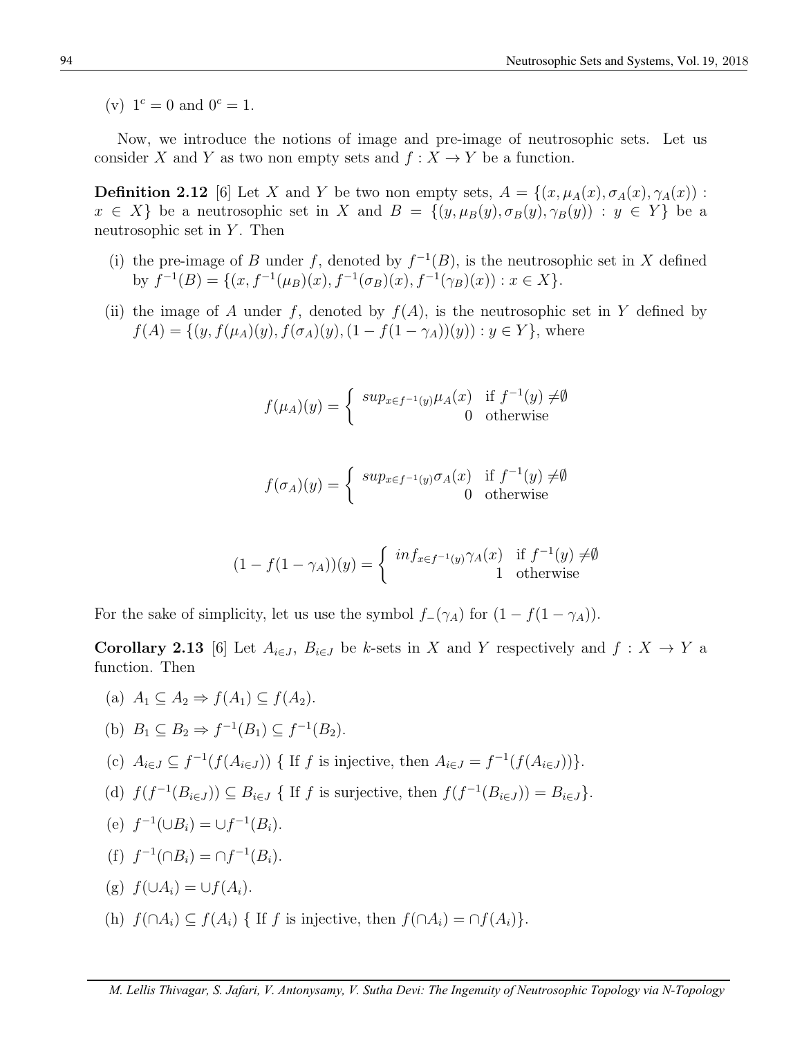(v) $1^c = 0$ and $0^c = 1$.

Now, we introduce the notions of image and pre-image of neutrosophic sets. Let us consider $X$ and $Y$ as two non empty sets and $f : X \to Y$ be a function.

**Definition 2.12** [6] Let $X$ and $Y$ be two non empty sets, $A = \{(x, \mu_A(x), \sigma_A(x), \gamma_A(x)) : x \in X\}$ be a neutrosophic set in $X$ and $B = \{(y, \mu_B(y), \sigma_B(y), \gamma_B(y)) : y \in Y\}$ be a neutrosophic set in $Y$. Then

(i) the pre-image of $B$ under $f$, denoted by $f^{-1}(B)$, is the neutrosophic set in $X$ defined by $f^{-1}(B) = \{(x, f^{-1}(\mu_B)(x), f^{-1}(\sigma_B)(x), f^{-1}(\gamma_B)(x)) : x \in X\}$.

(ii) the image of $A$ under $f$, denoted by $f(A)$, is the neutrosophic set in $Y$ defined by $f(A) = \{(y, f(\mu_A)(y), f(\sigma_A)(y), (1 - f(1 - \gamma_A))(y)) : y \in Y\}$, where

$$f(\mu_A)(y) = \begin{cases} sup_{x \in f^{-1}(y)} \mu_A(x) & \text{if } f^{-1}(y) \neq \emptyset \\ 0 & \text{otherwise} \end{cases}$$

$$f(\sigma_A)(y) = \begin{cases} sup_{x \in f^{-1}(y)} \sigma_A(x) & \text{if } f^{-1}(y) \neq \emptyset \\ 0 & \text{otherwise} \end{cases}$$

$$(1 - f(1 - \gamma_A))(y) = \begin{cases} inf_{x \in f^{-1}(y)} \gamma_A(x) & \text{if } f^{-1}(y) \neq \emptyset \\ 1 & \text{otherwise} \end{cases}$$

For the sake of simplicity, let us use the symbol $f_-(\gamma_A)$ for $(1 - f(1 - \gamma_A))$.

**Corollary 2.13** [6] Let $A_{i \in J}$, $B_{i \in J}$ be $k$-sets in $X$ and $Y$ respectively and $f : X \to Y$ a function. Then

(a) $A_1 \subseteq A_2 \Rightarrow f(A_1) \subseteq f(A_2)$.

(b) $B_1 \subseteq B_2 \Rightarrow f^{-1}(B_1) \subseteq f^{-1}(B_2)$.

(c) $A_{i \in J} \subseteq f^{-1}(f(A_{i \in J}))$ { If $f$ is injective, then $A_{i \in J} = f^{-1}(f(A_{i \in J}))$}.

(d) $f(f^{-1}(B_{i \in J})) \subseteq B_{i \in J}$ { If $f$ is surjective, then $f(f^{-1}(B_{i \in J})) = B_{i \in J}$}.

(e) $f^{-1}(\cup B_i) = \cup f^{-1}(B_i)$.

(f) $f^{-1}(\cap B_i) = \cap f^{-1}(B_i)$.

(g) $f(\cup A_i) = \cup f(A_i)$.

(h) $f(\cap A_i) \subseteq f(A_i)$ { If $f$ is injective, then $f(\cap A_i) = \cap f(A_i)$}.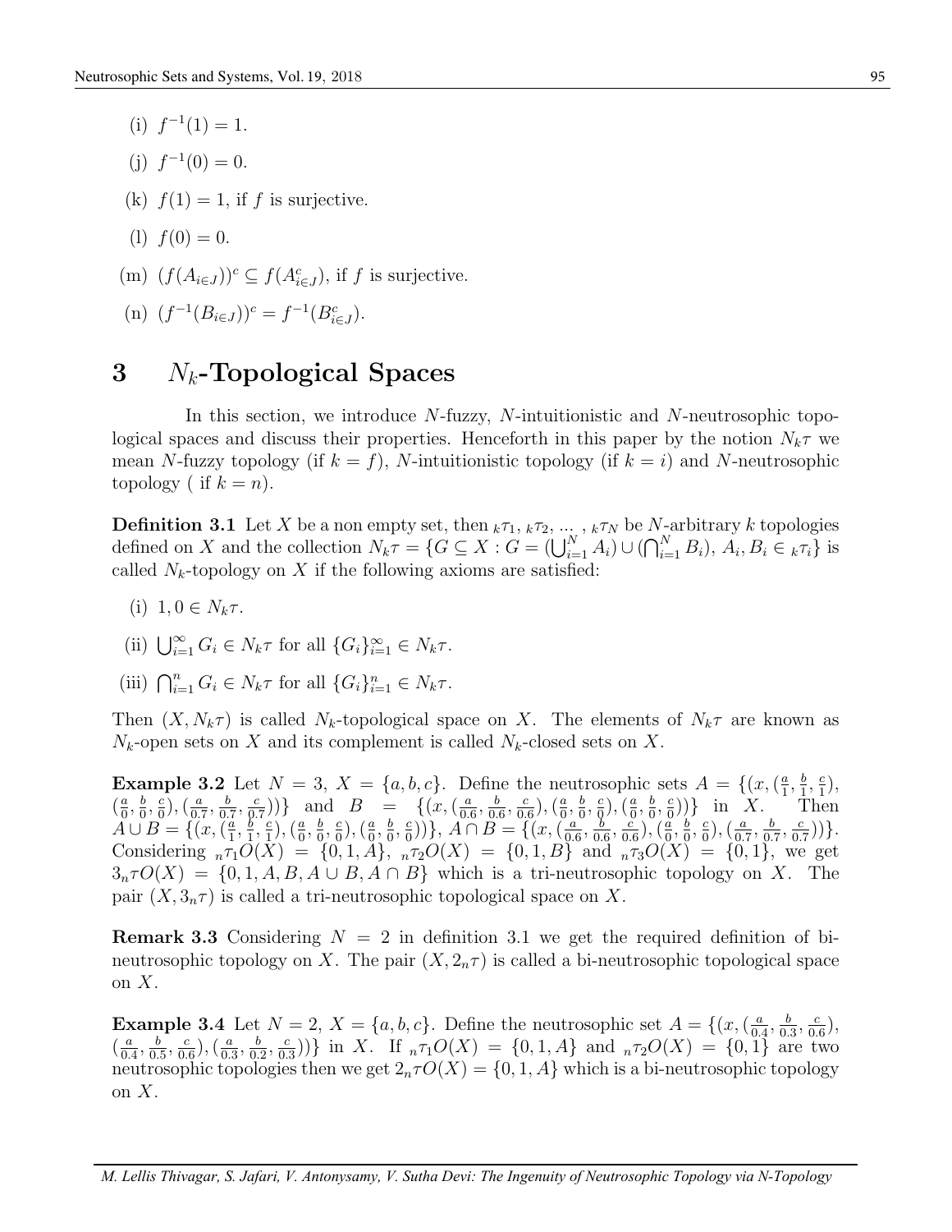(i) $f^{-1}(1) = 1$.

(j) $f^{-1}(0) = 0$.

(k) $f(1) = 1$, if $f$ is surjective.

(l) $f(0) = 0$.

(m) $(f(A_{i\in J}))^c \subseteq f(A^c_{i\in J})$, if $f$ is surjective.

(n) $(f^{-1}(B_{i\in J}))^c = f^{-1}(B^c_{i\in J})$.

# 3 $N_k$-Topological Spaces

In this section, we introduce $N$-fuzzy, $N$-intuitionistic and $N$-neutrosophic topological spaces and discuss their properties. Henceforth in this paper by the notion $N_k\tau$ we mean $N$-fuzzy topology (if $k = f$), $N$-intuitionistic topology (if $k = i$) and $N$-neutrosophic topology ( if $k = n$).

**Definition 3.1** Let $X$ be a non empty set, then ${}_k\tau_1, {}_k\tau_2, \ldots, {}_k\tau_N$ be $N$-arbitrary $k$ topologies defined on $X$ and the collection $N_k\tau = \{G \subseteq X : G = (\bigcup_{i=1}^{N} A_i) \cup (\bigcap_{i=1}^{N} B_i),\ A_i, B_i \in {}_k\tau_i\}$ is called $N_k$-topology on $X$ if the following axioms are satisfied:

(i) $1, 0 \in N_k\tau$.

(ii) $\bigcup_{i=1}^{\infty} G_i \in N_k\tau$ for all $\{G_i\}_{i=1}^{\infty} \in N_k\tau$.

(iii) $\bigcap_{i=1}^{n} G_i \in N_k\tau$ for all $\{G_i\}_{i=1}^{n} \in N_k\tau$.

Then $(X, N_k\tau)$ is called $N_k$-topological space on $X$. The elements of $N_k\tau$ are known as $N_k$-open sets on $X$ and its complement is called $N_k$-closed sets on $X$.

**Example 3.2** Let $N = 3$, $X = \{a, b, c\}$. Define the neutrosophic sets $A = \{(x, (\frac{a}{1}, \frac{b}{1}, \frac{c}{1}), (\frac{a}{0}, \frac{b}{0}, \frac{c}{0}), (\frac{a}{0.7}, \frac{b}{0.7}, \frac{c}{0.7}))\}$ and $B = \{(x, (\frac{a}{0.6}, \frac{b}{0.6}, \frac{c}{0.6}), (\frac{a}{0}, \frac{b}{0}, \frac{c}{0}), (\frac{a}{0}, \frac{b}{0}, \frac{c}{0}))\}$ in $X$. Then $A \cup B = \{(x, (\frac{a}{1}, \frac{b}{1}, \frac{c}{1}), (\frac{a}{0}, \frac{b}{0}, \frac{c}{0}), (\frac{a}{0}, \frac{b}{0}, \frac{c}{0}))\}$, $A \cap B = \{(x, (\frac{a}{0.6}, \frac{b}{0.6}, \frac{c}{0.6}), (\frac{a}{0}, \frac{b}{0}, \frac{c}{0}), (\frac{a}{0.7}, \frac{b}{0.7}, \frac{c}{0.7}))\}$. Considering ${}_n\tau_1 O(X) = \{0, 1, A\}$, ${}_n\tau_2 O(X) = \{0, 1, B\}$ and ${}_n\tau_3 O(X) = \{0, 1\}$, we get $3_n\tau O(X) = \{0, 1, A, B, A \cup B, A \cap B\}$ which is a tri-neutrosophic topology on $X$. The pair $(X, 3_n\tau)$ is called a tri-neutrosophic topological space on $X$.

**Remark 3.3** Considering $N = 2$ in definition 3.1 we get the required definition of bi-neutrosophic topology on $X$. The pair $(X, 2_n\tau)$ is called a bi-neutrosophic topological space on $X$.

**Example 3.4** Let $N = 2$, $X = \{a, b, c\}$. Define the neutrosophic set $A = \{(x, (\frac{a}{0.4}, \frac{b}{0.3}, \frac{c}{0.6}), (\frac{a}{0.4}, \frac{b}{0.5}, \frac{c}{0.6}), (\frac{a}{0.3}, \frac{b}{0.2}, \frac{c}{0.3}))\}$ in $X$. If ${}_n\tau_1 O(X) = \{0, 1, A\}$ and ${}_n\tau_2 O(X) = \{0, 1\}$ are two neutrosophic topologies then we get $2_n\tau O(X) = \{0, 1, A\}$ which is a bi-neutrosophic topology on $X$.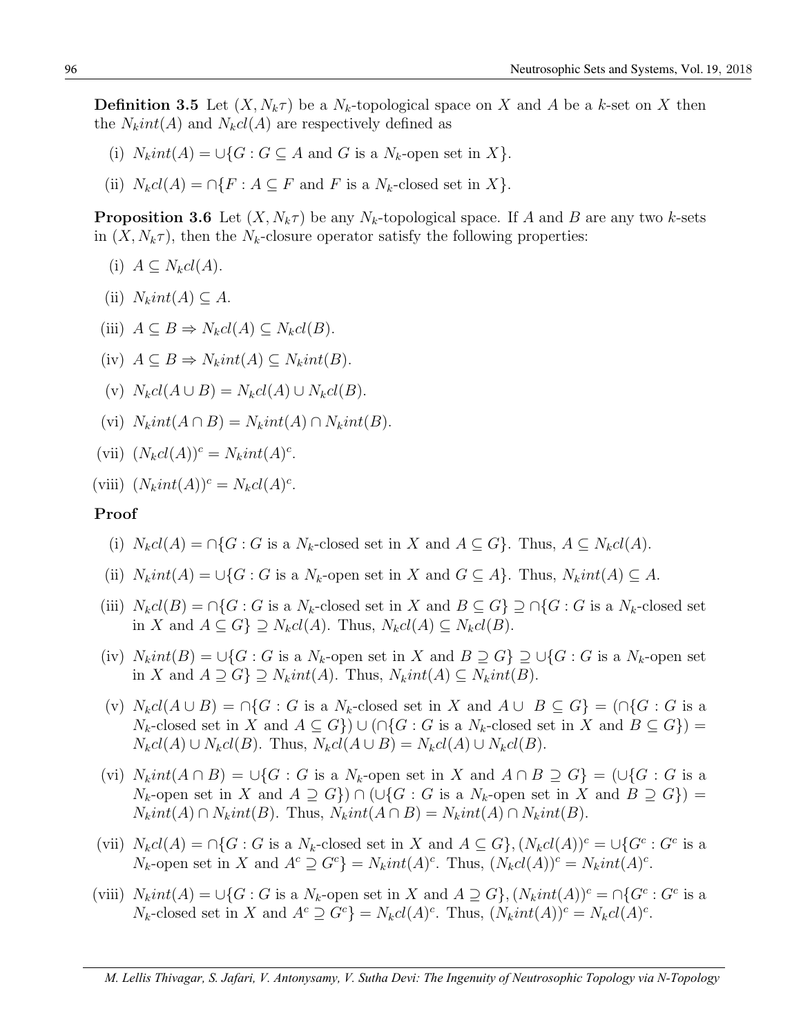**Definition 3.5** Let $(X, N_k\tau)$ be a $N_k$-topological space on $X$ and $A$ be a $k$-set on $X$ then the $N_kint(A)$ and $N_kcl(A)$ are respectively defined as

(i) $N_kint(A) = \cup\{G : G \subseteq A$ and $G$ is a $N_k$-open set in $X\}$.

(ii) $N_kcl(A) = \cap\{F : A \subseteq F$ and $F$ is a $N_k$-closed set in $X\}$.

**Proposition 3.6** Let $(X, N_k\tau)$ be any $N_k$-topological space. If $A$ and $B$ are any two $k$-sets in $(X, N_k\tau)$, then the $N_k$-closure operator satisfy the following properties:

(i) $A \subseteq N_kcl(A)$.

(ii) $N_kint(A) \subseteq A$.

(iii) $A \subseteq B \Rightarrow N_kcl(A) \subseteq N_kcl(B)$.

(iv) $A \subseteq B \Rightarrow N_kint(A) \subseteq N_kint(B)$.

(v) $N_kcl(A \cup B) = N_kcl(A) \cup N_kcl(B)$.

(vi) $N_kint(A \cap B) = N_kint(A) \cap N_kint(B)$.

(vii) $(N_kcl(A))^c = N_kint(A)^c$.

(viii) $(N_kint(A))^c = N_kcl(A)^c$.

**Proof**

(i) $N_kcl(A) = \cap\{G : G$ is a $N_k$-closed set in $X$ and $A \subseteq G\}$. Thus, $A \subseteq N_kcl(A)$.

(ii) $N_kint(A) = \cup\{G : G$ is a $N_k$-open set in $X$ and $G \subseteq A\}$. Thus, $N_kint(A) \subseteq A$.

(iii) $N_kcl(B) = \cap\{G : G$ is a $N_k$-closed set in $X$ and $B \subseteq G\} \supseteq \cap\{G : G$ is a $N_k$-closed set in $X$ and $A \subseteq G\} \supseteq N_kcl(A)$. Thus, $N_kcl(A) \subseteq N_kcl(B)$.

(iv) $N_kint(B) = \cup\{G : G$ is a $N_k$-open set in $X$ and $B \supseteq G\} \supseteq \cup\{G : G$ is a $N_k$-open set in $X$ and $A \supseteq G\} \supseteq N_kint(A)$. Thus, $N_kint(A) \subseteq N_kint(B)$.

(v) $N_kcl(A \cup B) = \cap\{G : G$ is a $N_k$-closed set in $X$ and $A \cup\ B \subseteq G\} = (\cap\{G : G$ is a $N_k$-closed set in $X$ and $A \subseteq G\}) \cup (\cap\{G : G$ is a $N_k$-closed set in $X$ and $B \subseteq G\}) = N_kcl(A) \cup N_kcl(B)$. Thus, $N_kcl(A \cup B) = N_kcl(A) \cup N_kcl(B)$.

(vi) $N_kint(A \cap B) = \cup\{G : G$ is a $N_k$-open set in $X$ and $A \cap B \supseteq G\} = (\cup\{G : G$ is a $N_k$-open set in $X$ and $A \supseteq G\}) \cap (\cup\{G : G$ is a $N_k$-open set in $X$ and $B \supseteq G\}) = N_kint(A) \cap N_kint(B)$. Thus, $N_kint(A \cap B) = N_kint(A) \cap N_kint(B)$.

(vii) $N_kcl(A) = \cap\{G : G$ is a $N_k$-closed set in $X$ and $A \subseteq G\}, (N_kcl(A))^c = \cup\{G^c : G^c$ is a $N_k$-open set in $X$ and $A^c \supseteq G^c\} = N_kint(A)^c$. Thus, $(N_kcl(A))^c = N_kint(A)^c$.

(viii) $N_kint(A) = \cup\{G : G$ is a $N_k$-open set in $X$ and $A \supseteq G\}, (N_kint(A))^c = \cap\{G^c : G^c$ is a $N_k$-closed set in $X$ and $A^c \supseteq G^c\} = N_kcl(A)^c$. Thus, $(N_kint(A))^c = N_kcl(A)^c$.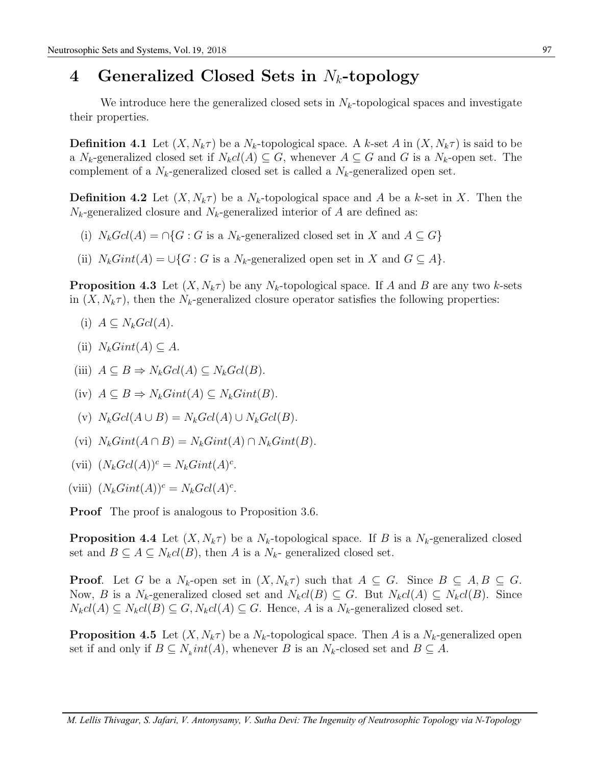## 4 Generalized Closed Sets in $N_k$-topology

We introduce here the generalized closed sets in $N_k$-topological spaces and investigate their properties.

**Definition 4.1** Let $(X, N_k\tau)$ be a $N_k$-topological space. A $k$-set $A$ in $(X, N_k\tau)$ is said to be a $N_k$-generalized closed set if $N_kcl(A) \subseteq G$, whenever $A \subseteq G$ and $G$ is a $N_k$-open set. The complement of a $N_k$-generalized closed set is called a $N_k$-generalized open set.

**Definition 4.2** Let $(X, N_k\tau)$ be a $N_k$-topological space and $A$ be a $k$-set in $X$. Then the $N_k$-generalized closure and $N_k$-generalized interior of $A$ are defined as:

(i) $N_kGcl(A) = \cap\{G : G$ is a $N_k$-generalized closed set in $X$ and $A \subseteq G\}$

(ii) $N_kGint(A) = \cup\{G : G$ is a $N_k$-generalized open set in $X$ and $G \subseteq A\}$.

**Proposition 4.3** Let $(X, N_k\tau)$ be any $N_k$-topological space. If $A$ and $B$ are any two $k$-sets in $(X, N_k\tau)$, then the $N_k$-generalized closure operator satisfies the following properties:

(i) $A \subseteq N_kGcl(A)$.

(ii) $N_kGint(A) \subseteq A$.

(iii) $A \subseteq B \Rightarrow N_kGcl(A) \subseteq N_kGcl(B)$.

(iv) $A \subseteq B \Rightarrow N_kGint(A) \subseteq N_kGint(B)$.

(v) $N_kGcl(A \cup B) = N_kGcl(A) \cup N_kGcl(B)$.

(vi) $N_kGint(A \cap B) = N_kGint(A) \cap N_kGint(B)$.

(vii) $(N_kGcl(A))^c = N_kGint(A)^c$.

(viii) $(N_kGint(A))^c = N_kGcl(A)^c$.

**Proof** The proof is analogous to Proposition 3.6.

**Proposition 4.4** Let $(X, N_k\tau)$ be a $N_k$-topological space. If $B$ is a $N_k$-generalized closed set and $B \subseteq A \subseteq N_kcl(B)$, then $A$ is a $N_k$- generalized closed set.

**Proof**. Let $G$ be a $N_k$-open set in $(X, N_k\tau)$ such that $A \subseteq G$. Since $B \subseteq A, B \subseteq G$. Now, $B$ is a $N_k$-generalized closed set and $N_kcl(B) \subseteq G$. But $N_kcl(A) \subseteq N_kcl(B)$. Since $N_kcl(A) \subseteq N_kcl(B) \subseteq G, N_kcl(A) \subseteq G$. Hence, $A$ is a $N_k$-generalized closed set.

**Proposition 4.5** Let $(X, N_k\tau)$ be a $N_k$-topological space. Then $A$ is a $N_k$-generalized open set if and only if $B \subseteq N_kint(A)$, whenever $B$ is an $N_k$-closed set and $B \subseteq A$.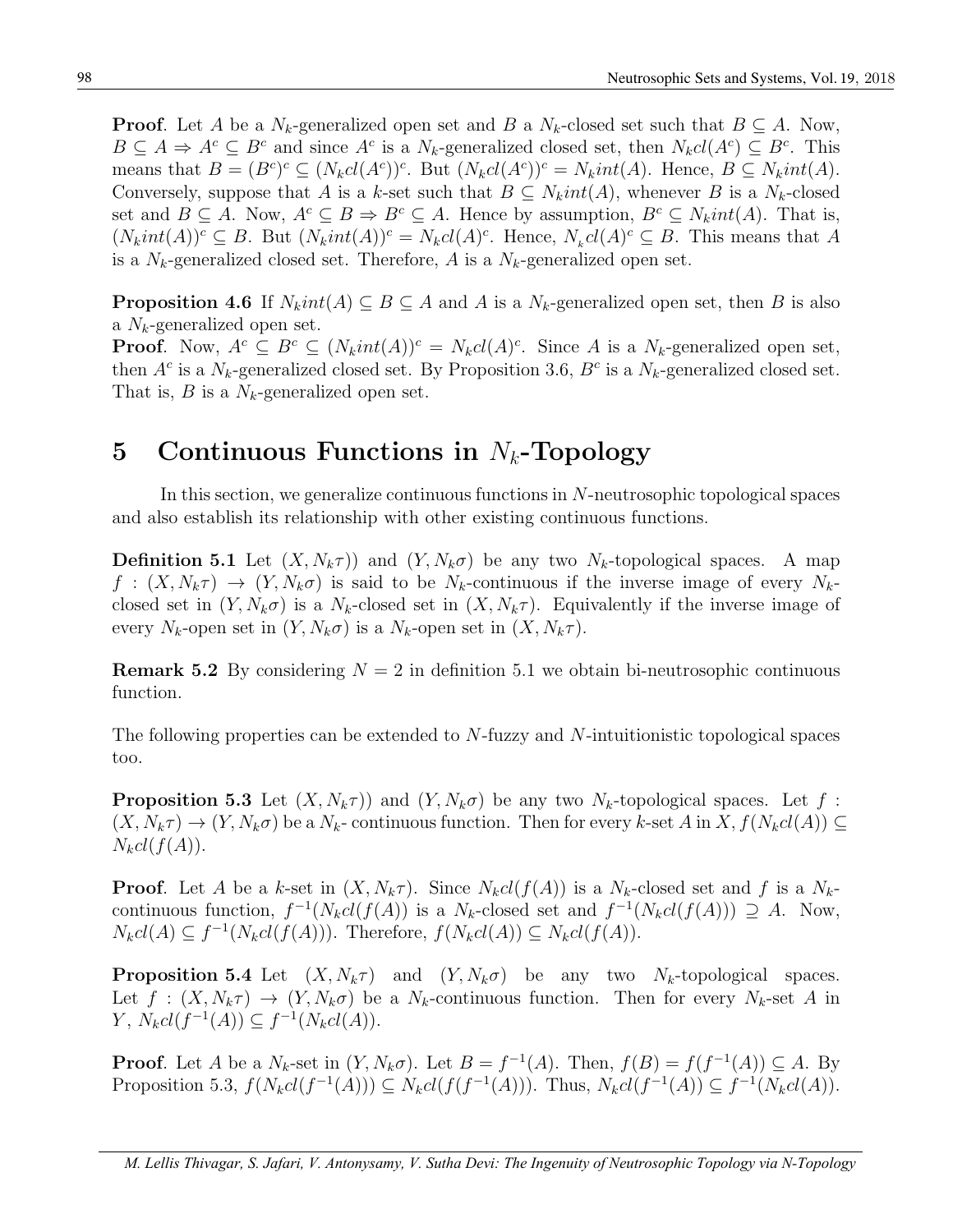**Proof**. Let $A$ be a $N_k$-generalized open set and $B$ a $N_k$-closed set such that $B \subseteq A$. Now, $B \subseteq A \Rightarrow A^c \subseteq B^c$ and since $A^c$ is a $N_k$-generalized closed set, then $N_kcl(A^c) \subseteq B^c$. This means that $B = (B^c)^c \subseteq (N_kcl(A^c))^c$. But $(N_kcl(A^c))^c = N_kint(A)$. Hence, $B \subseteq N_kint(A)$. Conversely, suppose that $A$ is a $k$-set such that $B \subseteq N_kint(A)$, whenever $B$ is a $N_k$-closed set and $B \subseteq A$. Now, $A^c \subseteq B \Rightarrow B^c \subseteq A$. Hence by assumption, $B^c \subseteq N_kint(A)$. That is, $(N_kint(A))^c \subseteq B$. But $(N_kint(A))^c = N_kcl(A)^c$. Hence, $N_kcl(A)^c \subseteq B$. This means that $A$ is a $N_k$-generalized closed set. Therefore, $A$ is a $N_k$-generalized open set.

**Proposition 4.6** If $N_kint(A) \subseteq B \subseteq A$ and $A$ is a $N_k$-generalized open set, then $B$ is also a $N_k$-generalized open set.

**Proof**. Now, $A^c \subseteq B^c \subseteq (N_kint(A))^c = N_kcl(A)^c$. Since $A$ is a $N_k$-generalized open set, then $A^c$ is a $N_k$-generalized closed set. By Proposition 3.6, $B^c$ is a $N_k$-generalized closed set. That is, $B$ is a $N_k$-generalized open set.

# 5 Continuous Functions in $N_k$-Topology

In this section, we generalize continuous functions in $N$-neutrosophic topological spaces and also establish its relationship with other existing continuous functions.

**Definition 5.1** Let $(X, N_k\tau))$ and $(Y, N_k\sigma)$ be any two $N_k$-topological spaces. A map $f : (X, N_k\tau) \to (Y, N_k\sigma)$ is said to be $N_k$-continuous if the inverse image of every $N_k$-closed set in $(Y, N_k\sigma)$ is a $N_k$-closed set in $(X, N_k\tau)$. Equivalently if the inverse image of every $N_k$-open set in $(Y, N_k\sigma)$ is a $N_k$-open set in $(X, N_k\tau)$.

**Remark 5.2** By considering $N = 2$ in definition 5.1 we obtain bi-neutrosophic continuous function.

The following properties can be extended to $N$-fuzzy and $N$-intuitionistic topological spaces too.

**Proposition 5.3** Let $(X, N_k\tau))$ and $(Y, N_k\sigma)$ be any two $N_k$-topological spaces. Let $f : (X, N_k\tau) \to (Y, N_k\sigma)$ be a $N_k$- continuous function. Then for every $k$-set $A$ in $X$, $f(N_kcl(A)) \subseteq N_kcl(f(A))$.

**Proof**. Let $A$ be a $k$-set in $(X, N_k\tau)$. Since $N_kcl(f(A))$ is a $N_k$-closed set and $f$ is a $N_k$-continuous function, $f^{-1}(N_kcl(f(A))$ is a $N_k$-closed set and $f^{-1}(N_kcl(f(A))) \supseteq A$. Now, $N_kcl(A) \subseteq f^{-1}(N_kcl(f(A)))$. Therefore, $f(N_kcl(A)) \subseteq N_kcl(f(A))$.

**Proposition 5.4** Let $(X, N_k\tau)$ and $(Y, N_k\sigma)$ be any two $N_k$-topological spaces. Let $f : (X, N_k\tau) \to (Y, N_k\sigma)$ be a $N_k$-continuous function. Then for every $N_k$-set $A$ in $Y$, $N_kcl(f^{-1}(A)) \subseteq f^{-1}(N_kcl(A))$.

**Proof**. Let $A$ be a $N_k$-set in $(Y, N_k\sigma)$. Let $B = f^{-1}(A)$. Then, $f(B) = f(f^{-1}(A)) \subseteq A$. By Proposition 5.3, $f(N_kcl(f^{-1}(A))) \subseteq N_kcl(f(f^{-1}(A)))$. Thus, $N_kcl(f^{-1}(A)) \subseteq f^{-1}(N_kcl(A))$.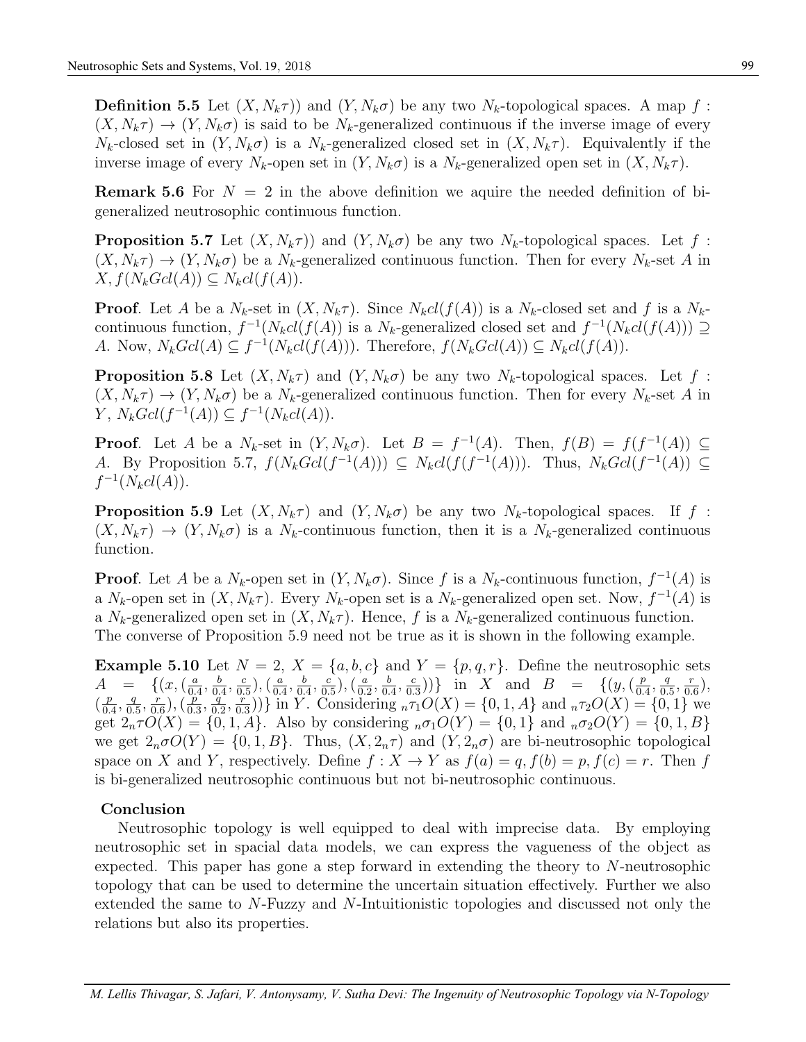**Definition 5.5** Let $(X, N_k\tau))$ and $(Y, N_k\sigma)$ be any two $N_k$-topological spaces. A map $f : (X, N_k\tau) \to (Y, N_k\sigma)$ is said to be $N_k$-generalized continuous if the inverse image of every $N_k$-closed set in $(Y, N_k\sigma)$ is a $N_k$-generalized closed set in $(X, N_k\tau)$. Equivalently if the inverse image of every $N_k$-open set in $(Y, N_k\sigma)$ is a $N_k$-generalized open set in $(X, N_k\tau)$.

**Remark 5.6** For $N = 2$ in the above definition we aquire the needed definition of bi-generalized neutrosophic continuous function.

**Proposition 5.7** Let $(X, N_k\tau))$ and $(Y, N_k\sigma)$ be any two $N_k$-topological spaces. Let $f : (X, N_k\tau) \to (Y, N_k\sigma)$ be a $N_k$-generalized continuous function. Then for every $N_k$-set $A$ in $X, f(N_kGcl(A)) \subseteq N_kcl(f(A))$.

**Proof**. Let $A$ be a $N_k$-set in $(X, N_k\tau)$. Since $N_kcl(f(A))$ is a $N_k$-closed set and $f$ is a $N_k$-continuous function, $f^{-1}(N_kcl(f(A))$ is a $N_k$-generalized closed set and $f^{-1}(N_kcl(f(A))) \supseteq A$. Now, $N_kGcl(A) \subseteq f^{-1}(N_kcl(f(A)))$. Therefore, $f(N_kGcl(A)) \subseteq N_kcl(f(A))$.

**Proposition 5.8** Let $(X, N_k\tau)$ and $(Y, N_k\sigma)$ be any two $N_k$-topological spaces. Let $f : (X, N_k\tau) \to (Y, N_k\sigma)$ be a $N_k$-generalized continuous function. Then for every $N_k$-set $A$ in $Y$, $N_kGcl(f^{-1}(A)) \subseteq f^{-1}(N_kcl(A))$.

**Proof**. Let $A$ be a $N_k$-set in $(Y, N_k\sigma)$. Let $B = f^{-1}(A)$. Then, $f(B) = f(f^{-1}(A)) \subseteq A$. By Proposition 5.7, $f(N_kGcl(f^{-1}(A))) \subseteq N_kcl(f(f^{-1}(A)))$. Thus, $N_kGcl(f^{-1}(A)) \subseteq f^{-1}(N_kcl(A))$.

**Proposition 5.9** Let $(X, N_k\tau)$ and $(Y, N_k\sigma)$ be any two $N_k$-topological spaces. If $f : (X, N_k\tau) \to (Y, N_k\sigma)$ is a $N_k$-continuous function, then it is a $N_k$-generalized continuous function.

**Proof**. Let $A$ be a $N_k$-open set in $(Y, N_k\sigma)$. Since $f$ is a $N_k$-continuous function, $f^{-1}(A)$ is a $N_k$-open set in $(X, N_k\tau)$. Every $N_k$-open set is a $N_k$-generalized open set. Now, $f^{-1}(A)$ is a $N_k$-generalized open set in $(X, N_k\tau)$. Hence, $f$ is a $N_k$-generalized continuous function.
The converse of Proposition 5.9 need not be true as it is shown in the following example.

**Example 5.10** Let $N = 2$, $X = \{a, b, c\}$ and $Y = \{p, q, r\}$. Define the neutrosophic sets $A = \{(x, (\frac{a}{0.4}, \frac{b}{0.4}, \frac{c}{0.5}), (\frac{a}{0.4}, \frac{b}{0.4}, \frac{c}{0.5}), (\frac{a}{0.2}, \frac{b}{0.4}, \frac{c}{0.3}))\}$ in $X$ and $B = \{(y, (\frac{p}{0.4}, \frac{q}{0.5}, \frac{r}{0.6}), (\frac{p}{0.4}, \frac{q}{0.5}, \frac{r}{0.6}), (\frac{p}{0.3}, \frac{q}{0.2}, \frac{r}{0.3}))\}$ in $Y$. Considering ${}_n\tau_1O(X) = \{0, 1, A\}$ and ${}_n\tau_2O(X) = \{0, 1\}$ we get $2_n\tau O(X) = \{0, 1, A\}$. Also by considering ${}_n\sigma_1O(Y) = \{0, 1\}$ and ${}_n\sigma_2O(Y) = \{0, 1, B\}$ we get $2_n\sigma O(Y) = \{0, 1, B\}$. Thus, $(X, 2_n\tau)$ and $(Y, 2_n\sigma)$ are bi-neutrosophic topological space on $X$ and $Y$, respectively. Define $f : X \to Y$ as $f(a) = q, f(b) = p, f(c) = r$. Then $f$ is bi-generalized neutrosophic continuous but not bi-neutrosophic continuous.

## Conclusion

Neutrosophic topology is well equipped to deal with imprecise data. By employing neutrosophic set in spacial data models, we can express the vagueness of the object as expected. This paper has gone a step forward in extending the theory to $N$-neutrosophic topology that can be used to determine the uncertain situation effectively. Further we also extended the same to $N$-Fuzzy and $N$-Intuitionistic topologies and discussed not only the relations but also its properties.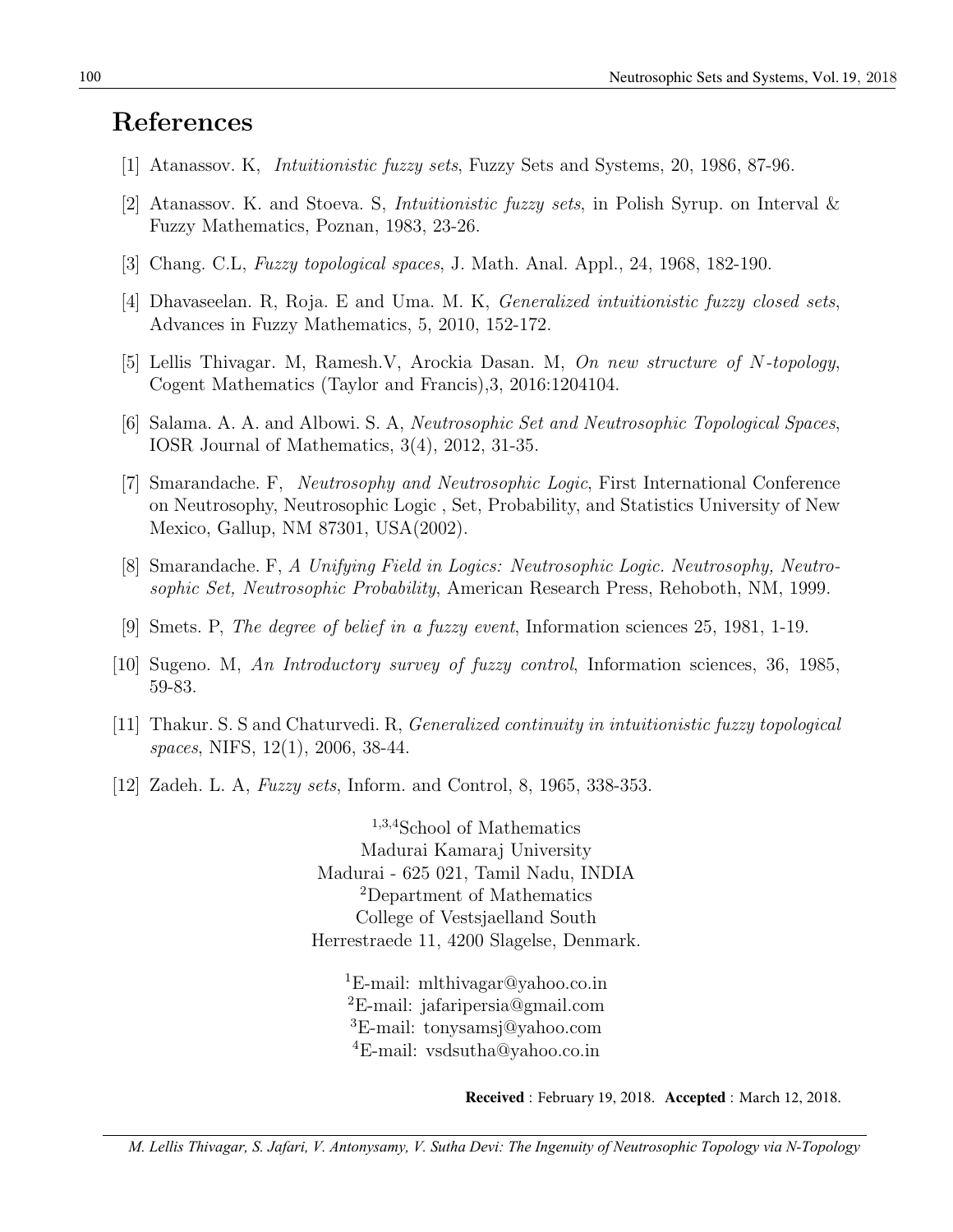## References

[1] Atanassov. K, *Intuitionistic fuzzy sets*, Fuzzy Sets and Systems, 20, 1986, 87-96.

[2] Atanassov. K. and Stoeva. S, *Intuitionistic fuzzy sets*, in Polish Syrup. on Interval & Fuzzy Mathematics, Poznan, 1983, 23-26.

[3] Chang. C.L, *Fuzzy topological spaces*, J. Math. Anal. Appl., 24, 1968, 182-190.

[4] Dhavaseelan. R, Roja. E and Uma. M. K, *Generalized intuitionistic fuzzy closed sets*, Advances in Fuzzy Mathematics, 5, 2010, 152-172.

[5] Lellis Thivagar. M, Ramesh.V, Arockia Dasan. M, *On new structure of N-topology*, Cogent Mathematics (Taylor and Francis),3, 2016:1204104.

[6] Salama. A. A. and Albowi. S. A, *Neutrosophic Set and Neutrosophic Topological Spaces*, IOSR Journal of Mathematics, 3(4), 2012, 31-35.

[7] Smarandache. F, *Neutrosophy and Neutrosophic Logic*, First International Conference on Neutrosophy, Neutrosophic Logic , Set, Probability, and Statistics University of New Mexico, Gallup, NM 87301, USA(2002).

[8] Smarandache. F, *A Unifying Field in Logics: Neutrosophic Logic. Neutrosophy, Neutrosophic Set, Neutrosophic Probability*, American Research Press, Rehoboth, NM, 1999.

[9] Smets. P, *The degree of belief in a fuzzy event*, Information sciences 25, 1981, 1-19.

[10] Sugeno. M, *An Introductory survey of fuzzy control*, Information sciences, 36, 1985, 59-83.

[11] Thakur. S. S and Chaturvedi. R, *Generalized continuity in intuitionistic fuzzy topological spaces*, NIFS, 12(1), 2006, 38-44.

[12] Zadeh. L. A, *Fuzzy sets*, Inform. and Control, 8, 1965, 338-353.

[1,3,4]School of Mathematics
Madurai Kamaraj University
Madurai - 625 021, Tamil Nadu, INDIA
[2]Department of Mathematics
College of Vestsjaelland South
Herrestraede 11, 4200 Slagelse, Denmark.

[1]E-mail: mlthivagar@yahoo.co.in
[2]E-mail: jafaripersia@gmail.com
[3]E-mail: tonysamsj@yahoo.com
[4]E-mail: vsdsutha@yahoo.co.in

**Received** : February 19, 2018. **Accepted** : March 12, 2018.